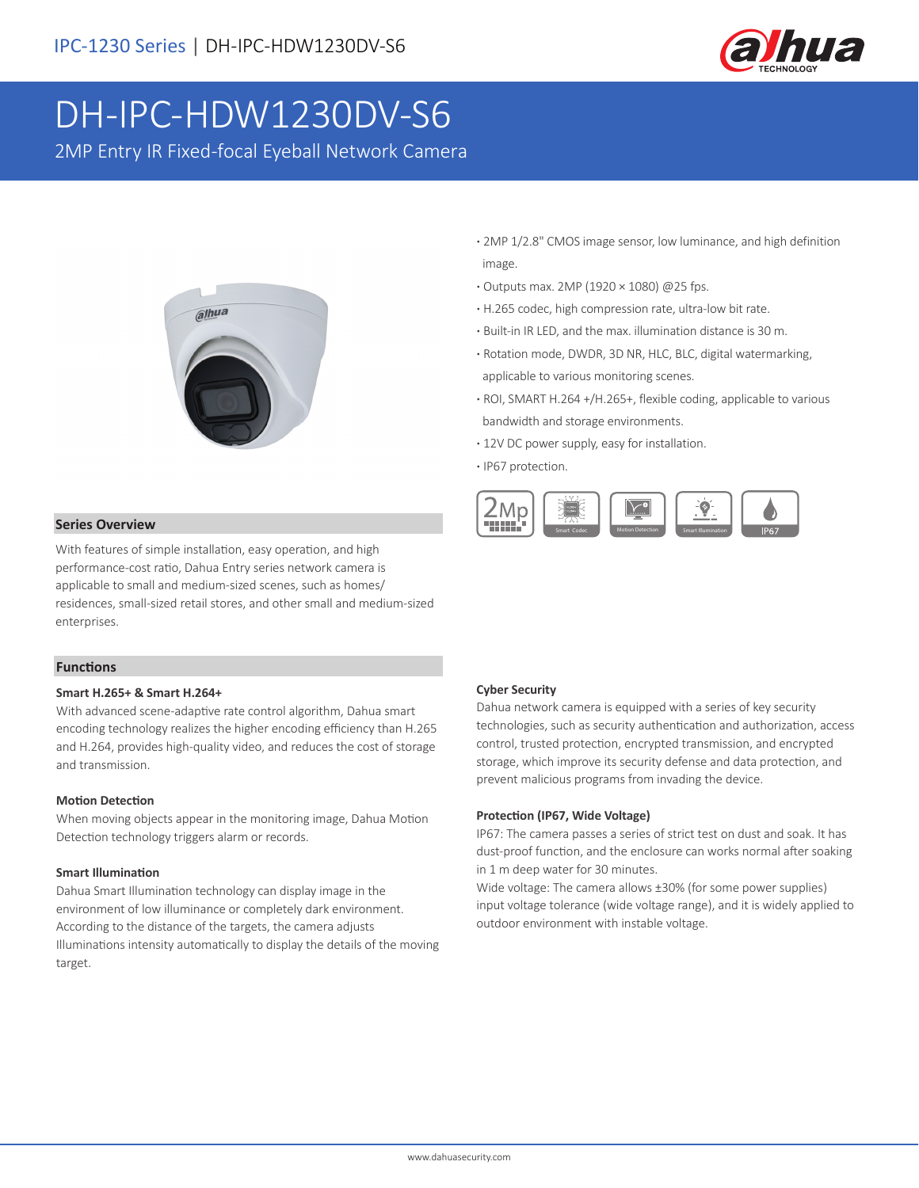IPC-1230 Series | DH-IPC-HDW1230DV-S6

# DH-IPC-HDW1230DV-S6

2MP Entry IR Fixed-focal Eyeball Network Camera

- 2MP 1/2.8" CMOS image sensor, low luminance, and high definition image.
- Outputs max. 2MP (1920 × 1080) @25 fps.
- H.265 codec, high compression rate, ultra-low bit rate.
- Built-in IR LED, and the max. illumination distance is 30 m.
- Rotation mode, DWDR, 3D NR, HLC, BLC, digital watermarking, applicable to various monitoring scenes.
- ROI, SMART H.264 +/H.265+, flexible coding, applicable to various bandwidth and storage environments.
- 12V DC power supply, easy for installation.
- IP67 protection.

2Mp | Smart Codec | Motion Detection | Smart Illumination | IP67

## Series Overview

With features of simple installation, easy operation, and high performance-cost ratio, Dahua Entry series network camera is applicable to small and medium-sized scenes, such as homes/ residences, small-sized retail stores, and other small and medium-sized enterprises.

## Functions

### Smart H.265+ & Smart H.264+

With advanced scene-adaptive rate control algorithm, Dahua smart encoding technology realizes the higher encoding efficiency than H.265 and H.264, provides high-quality video, and reduces the cost of storage and transmission.

### Motion Detection

When moving objects appear in the monitoring image, Dahua Motion Detection technology triggers alarm or records.

### Smart Illumination

Dahua Smart Illumination technology can display image in the environment of low illuminance or completely dark environment. According to the distance of the targets, the camera adjusts Illuminations intensity automatically to display the details of the moving target.

### Cyber Security

Dahua network camera is equipped with a series of key security technologies, such as security authentication and authorization, access control, trusted protection, encrypted transmission, and encrypted storage, which improve its security defense and data protection, and prevent malicious programs from invading the device.

### Protection (IP67, Wide Voltage)

IP67: The camera passes a series of strict test on dust and soak. It has dust-proof function, and the enclosure can works normal after soaking in 1 m deep water for 30 minutes.

Wide voltage: The camera allows ±30% (for some power supplies) input voltage tolerance (wide voltage range), and it is widely applied to outdoor environment with instable voltage.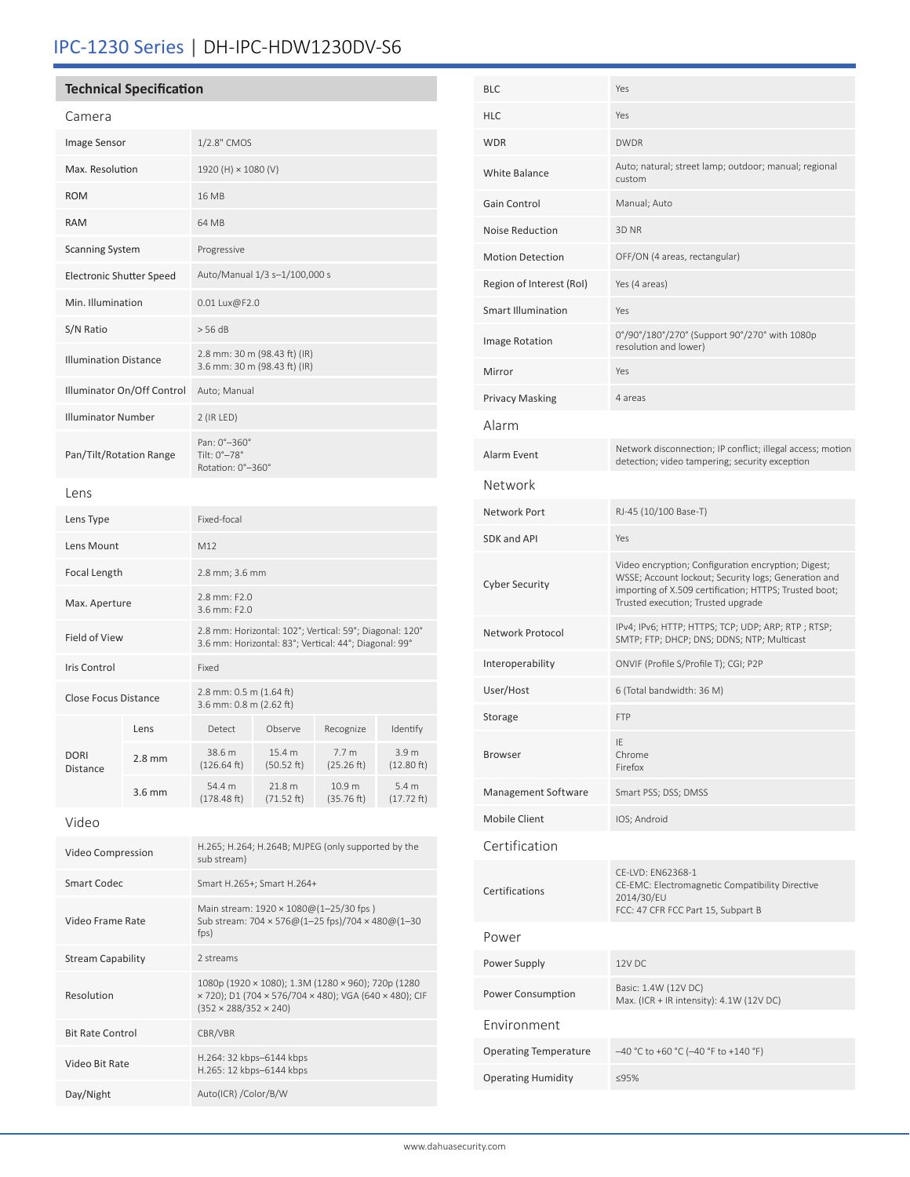# IPC-1230 Series | DH-IPC-HDW1230DV-S6

## Technical Specification

### Camera

| | |
|---|---|
| Image Sensor | 1/2.8" CMOS |
| Max. Resolution | 1920 (H) × 1080 (V) |
| ROM | 16 MB |
| RAM | 64 MB |
| Scanning System | Progressive |
| Electronic Shutter Speed | Auto/Manual 1/3 s–1/100,000 s |
| Min. Illumination | 0.01 Lux@F2.0 |
| S/N Ratio | > 56 dB |
| Illumination Distance | 2.8 mm: 30 m (98.43 ft) (IR)<br>3.6 mm: 30 m (98.43 ft) (IR) |
| Illuminator On/Off Control | Auto; Manual |
| Illuminator Number | 2 (IR LED) |
| Pan/Tilt/Rotation Range | Pan: 0°–360°<br>Tilt: 0°–78°<br>Rotation: 0°–360° |

### Lens

| | |
|---|---|
| Lens Type | Fixed-focal |
| Lens Mount | M12 |
| Focal Length | 2.8 mm; 3.6 mm |
| Max. Aperture | 2.8 mm: F2.0<br>3.6 mm: F2.0 |
| Field of View | 2.8 mm: Horizontal: 102°; Vertical: 59°; Diagonal: 120°<br>3.6 mm: Horizontal: 83°; Vertical: 44°; Diagonal: 99° |
| Iris Control | Fixed |
| Close Focus Distance | 2.8 mm: 0.5 m (1.64 ft)<br>3.6 mm: 0.8 m (2.62 ft) |

| DORI Distance | Lens | Detect | Observe | Recognize | Identify |
|---|---|---|---|---|---|
| | 2.8 mm | 38.6 m (126.64 ft) | 15.4 m (50.52 ft) | 7.7 m (25.26 ft) | 3.9 m (12.80 ft) |
| | 3.6 mm | 54.4 m (178.48 ft) | 21.8 m (71.52 ft) | 10.9 m (35.76 ft) | 5.4 m (17.72 ft) |

### Video

| | |
|---|---|
| Video Compression | H.265; H.264; H.264B; MJPEG (only supported by the sub stream) |
| Smart Codec | Smart H.265+; Smart H.264+ |
| Video Frame Rate | Main stream: 1920 × 1080@(1–25/30 fps )<br>Sub stream: 704 × 576@(1–25 fps)/704 × 480@(1–30 fps) |
| Stream Capability | 2 streams |
| Resolution | 1080p (1920 × 1080); 1.3M (1280 × 960); 720p (1280 × 720); D1 (704 × 576/704 × 480); VGA (640 × 480); CIF (352 × 288/352 × 240) |
| Bit Rate Control | CBR/VBR |
| Video Bit Rate | H.264: 32 kbps–6144 kbps<br>H.265: 12 kbps–6144 kbps |
| Day/Night | Auto(ICR) /Color/B/W |
| BLC | Yes |
| HLC | Yes |
| WDR | DWDR |
| White Balance | Auto; natural; street lamp; outdoor; manual; regional custom |
| Gain Control | Manual; Auto |
| Noise Reduction | 3D NR |
| Motion Detection | OFF/ON (4 areas, rectangular) |
| Region of Interest (RoI) | Yes (4 areas) |
| Smart Illumination | Yes |
| Image Rotation | 0°/90°/180°/270° (Support 90°/270° with 1080p resolution and lower) |
| Mirror | Yes |
| Privacy Masking | 4 areas |

### Alarm

| | |
|---|---|
| Alarm Event | Network disconnection; IP conflict; illegal access; motion detection; video tampering; security exception |

### Network

| | |
|---|---|
| Network Port | RJ-45 (10/100 Base-T) |
| SDK and API | Yes |
| Cyber Security | Video encryption; Configuration encryption; Digest; WSSE; Account lockout; Security logs; Generation and importing of X.509 certification; HTTPS; Trusted boot; Trusted execution; Trusted upgrade |
| Network Protocol | IPv4; IPv6; HTTP; HTTPS; TCP; UDP; ARP; RTP ; RTSP; SMTP; FTP; DHCP; DNS; DDNS; NTP; Multicast |
| Interoperability | ONVIF (Profile S/Profile T); CGI; P2P |
| User/Host | 6 (Total bandwidth: 36 M) |
| Storage | FTP |
| Browser | IE<br>Chrome<br>Firefox |
| Management Software | Smart PSS; DSS; DMSS |
| Mobile Client | IOS; Android |

### Certification

| | |
|---|---|
| Certifications | CE-LVD: EN62368-1<br>CE-EMC: Electromagnetic Compatibility Directive 2014/30/EU<br>FCC: 47 CFR FCC Part 15, Subpart B |

### Power

| | |
|---|---|
| Power Supply | 12V DC |
| Power Consumption | Basic: 1.4W (12V DC)<br>Max. (ICR + IR intensity): 4.1W (12V DC) |

### Environment

| | |
|---|---|
| Operating Temperature | –40 °C to +60 °C (–40 °F to +140 °F) |
| Operating Humidity | ≤95% |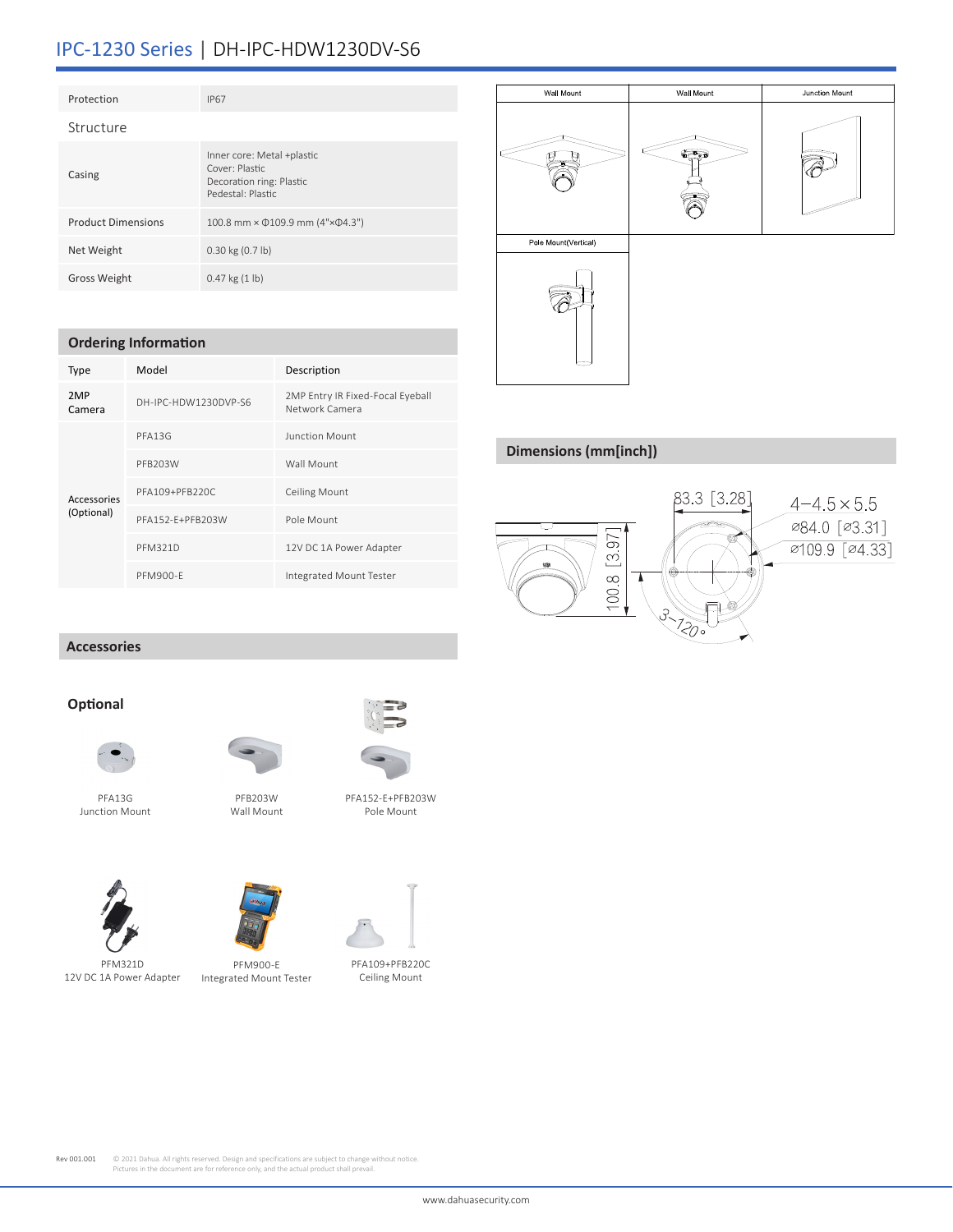# IPC-1230 Series | DH-IPC-HDW1230DV-S6

| | |
|---|---|
| Protection | IP67 |

### Structure

| | |
|---|---|
| Casing | Inner core: Metal +plastic<br>Cover: Plastic<br>Decoration ring: Plastic<br>Pedestal: Plastic |
| Product Dimensions | 100.8 mm × Φ109.9 mm (4"×Φ4.3") |
| Net Weight | 0.30 kg (0.7 lb) |
| Gross Weight | 0.47 kg (1 lb) |

## Ordering Information

| Type | Model | Description |
|---|---|---|
| 2MP Camera | DH-IPC-HDW1230DVP-S6 | 2MP Entry IR Fixed-Focal Eyeball Network Camera |
| Accessories (Optional) | PFA13G | Junction Mount |
| | PFB203W | Wall Mount |
| | PFA109+PFB220C | Ceiling Mount |
| | PFA152-E+PFB203W | Pole Mount |
| | PFM321D | 12V DC 1A Power Adapter |
| | PFM900-E | Integrated Mount Tester |

Wall Mount

Wall Mount

Junction Mount

Pole Mount(Vertical)

## Dimensions (mm[inch])

83.3 [3.28]

4–4.5×5.5

⌀84.0 [⌀3.31]

⌀109.9 [⌀4.33]

100.8 [3.97]

3–120°

## Accessories

### Optional

PFA13G
Junction Mount

PFB203W
Wall Mount

PFA152-E+PFB203W
Pole Mount

PFM321D
12V DC 1A Power Adapter

PFM900-E
Integrated Mount Tester

PFA109+PFB220C
Ceiling Mount

Rev 001.001 © 2021 Dahua. All rights reserved. Design and specifications are subject to change without notice.
Pictures in the document are for reference only, and the actual product shall prevail.

www.dahuasecurity.com